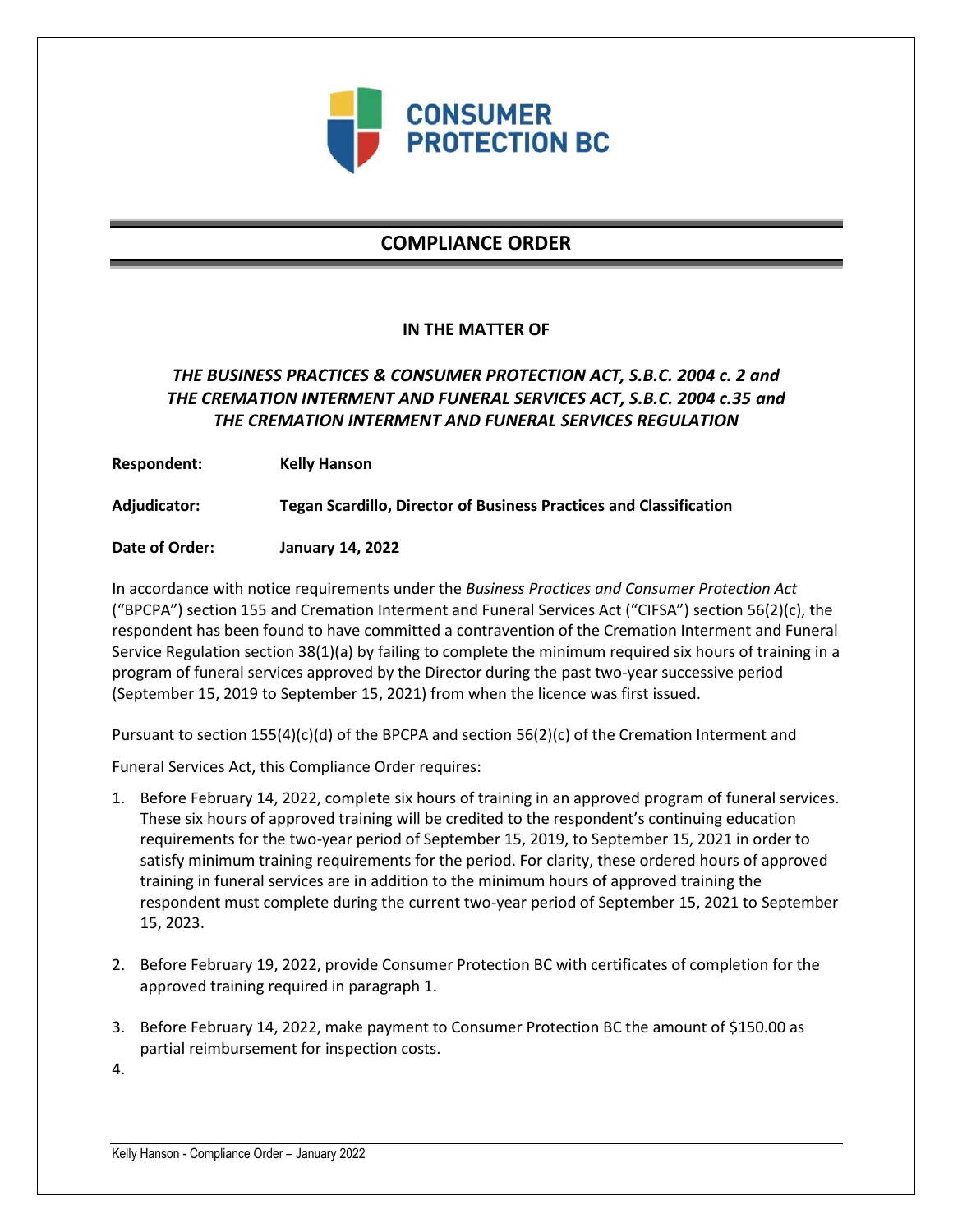CONSUMER PROTECTION BC

# COMPLIANCE ORDER

**IN THE MATTER OF**

***THE BUSINESS PRACTICES & CONSUMER PROTECTION ACT, S.B.C. 2004 c. 2 and THE CREMATION INTERMENT AND FUNERAL SERVICES ACT, S.B.C. 2004 c.35 and THE CREMATION INTERMENT AND FUNERAL SERVICES REGULATION***

**Respondent:** **Kelly Hanson**

**Adjudicator:** **Tegan Scardillo, Director of Business Practices and Classification**

**Date of Order:** **January 14, 2022**

In accordance with notice requirements under the *Business Practices and Consumer Protection Act* ("BPCPA") section 155 and Cremation Interment and Funeral Services Act ("CIFSA") section 56(2)(c), the respondent has been found to have committed a contravention of the Cremation Interment and Funeral Service Regulation section 38(1)(a) by failing to complete the minimum required six hours of training in a program of funeral services approved by the Director during the past two-year successive period (September 15, 2019 to September 15, 2021) from when the licence was first issued.

Pursuant to section 155(4)(c)(d) of the BPCPA and section 56(2)(c) of the Cremation Interment and Funeral Services Act, this Compliance Order requires:

1. Before February 14, 2022, complete six hours of training in an approved program of funeral services. These six hours of approved training will be credited to the respondent's continuing education requirements for the two-year period of September 15, 2019, to September 15, 2021 in order to satisfy minimum training requirements for the period. For clarity, these ordered hours of approved training in funeral services are in addition to the minimum hours of approved training the respondent must complete during the current two-year period of September 15, 2021 to September 15, 2023.

2. Before February 19, 2022, provide Consumer Protection BC with certificates of completion for the approved training required in paragraph 1.

3. Before February 14, 2022, make payment to Consumer Protection BC the amount of $150.00 as partial reimbursement for inspection costs.

4.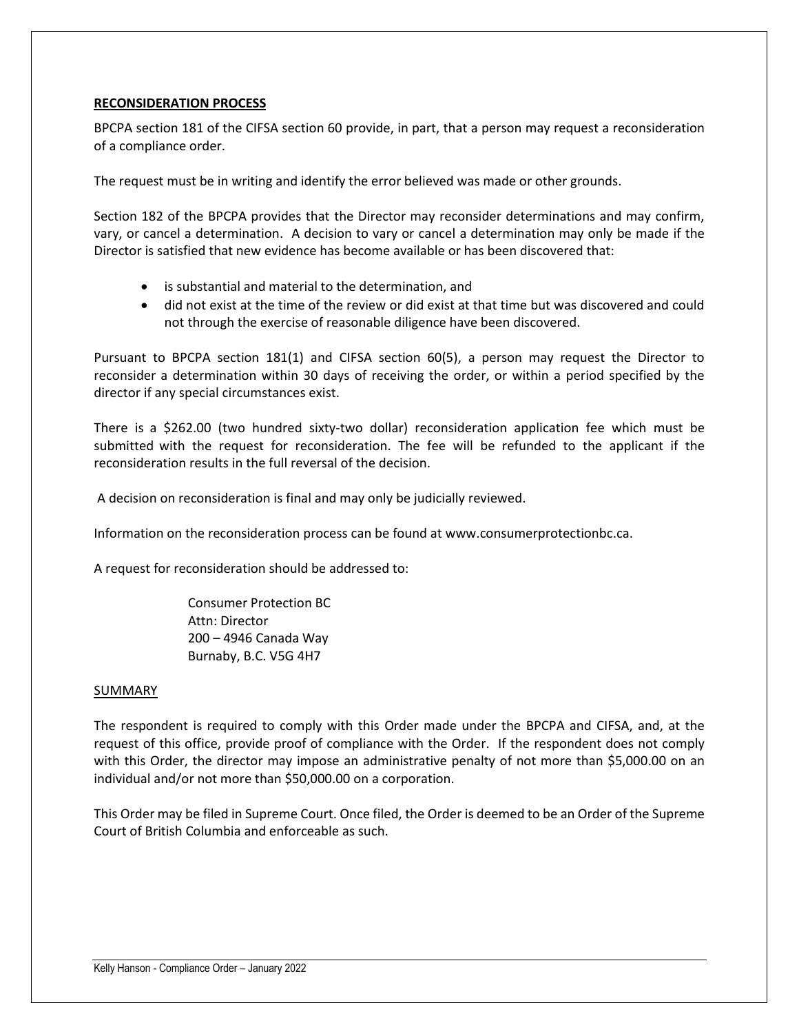## **RECONSIDERATION PROCESS**

BPCPA section 181 of the CIFSA section 60 provide, in part, that a person may request a reconsideration of a compliance order.

The request must be in writing and identify the error believed was made or other grounds.

Section 182 of the BPCPA provides that the Director may reconsider determinations and may confirm, vary, or cancel a determination. A decision to vary or cancel a determination may only be made if the Director is satisfied that new evidence has become available or has been discovered that:

- is substantial and material to the determination, and
- did not exist at the time of the review or did exist at that time but was discovered and could not through the exercise of reasonable diligence have been discovered.

Pursuant to BPCPA section 181(1) and CIFSA section 60(5), a person may request the Director to reconsider a determination within 30 days of receiving the order, or within a period specified by the director if any special circumstances exist.

There is a $262.00 (two hundred sixty-two dollar) reconsideration application fee which must be submitted with the request for reconsideration. The fee will be refunded to the applicant if the reconsideration results in the full reversal of the decision.

A decision on reconsideration is final and may only be judicially reviewed.

Information on the reconsideration process can be found at www.consumerprotectionbc.ca.

A request for reconsideration should be addressed to:

Consumer Protection BC
Attn: Director
200 – 4946 Canada Way
Burnaby, B.C. V5G 4H7

## SUMMARY

The respondent is required to comply with this Order made under the BPCPA and CIFSA, and, at the request of this office, provide proof of compliance with the Order. If the respondent does not comply with this Order, the director may impose an administrative penalty of not more than $5,000.00 on an individual and/or not more than $50,000.00 on a corporation.

This Order may be filed in Supreme Court. Once filed, the Order is deemed to be an Order of the Supreme Court of British Columbia and enforceable as such.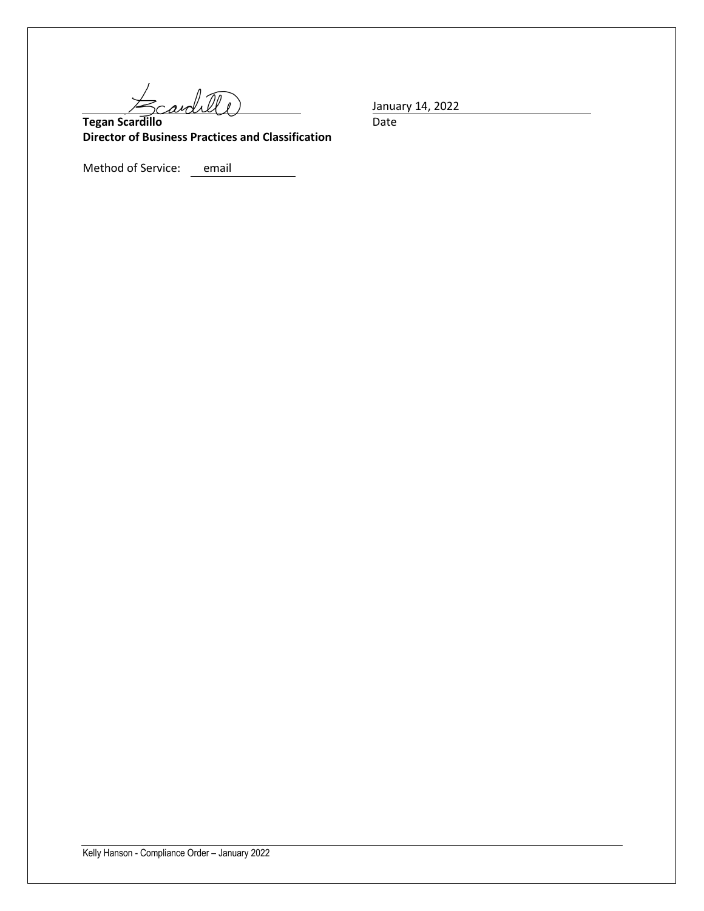**Tegan Scardillo**
**Director of Business Practices and Classification**

January 14, 2022
Date

Method of Service: email